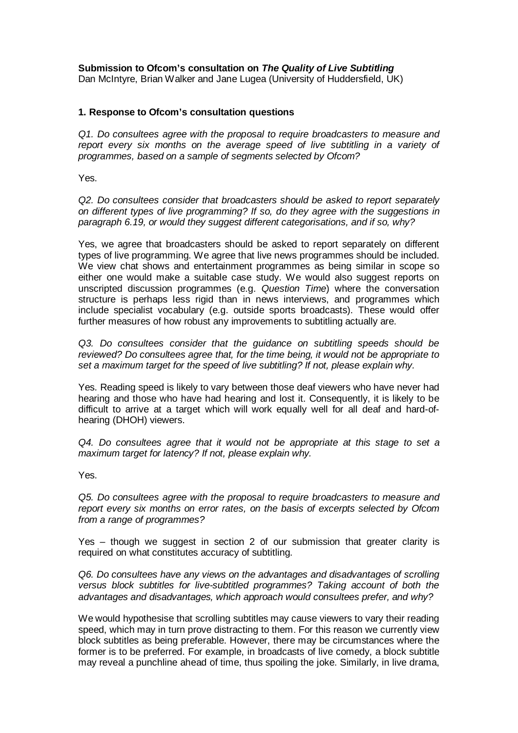**Submission to Ofcom's consultation on *The Quality of Live Subtitling***
Dan McIntyre, Brian Walker and Jane Lugea (University of Huddersfield, UK)

### 1. Response to Ofcom's consultation questions

*Q1. Do consultees agree with the proposal to require broadcasters to measure and report every six months on the average speed of live subtitling in a variety of programmes, based on a sample of segments selected by Ofcom?*

Yes.

*Q2. Do consultees consider that broadcasters should be asked to report separately on different types of live programming? If so, do they agree with the suggestions in paragraph 6.19, or would they suggest different categorisations, and if so, why?*

Yes, we agree that broadcasters should be asked to report separately on different types of live programming. We agree that live news programmes should be included. We view chat shows and entertainment programmes as being similar in scope so either one would make a suitable case study. We would also suggest reports on unscripted discussion programmes (e.g. *Question Time*) where the conversation structure is perhaps less rigid than in news interviews, and programmes which include specialist vocabulary (e.g. outside sports broadcasts). These would offer further measures of how robust any improvements to subtitling actually are.

*Q3. Do consultees consider that the guidance on subtitling speeds should be reviewed? Do consultees agree that, for the time being, it would not be appropriate to set a maximum target for the speed of live subtitling? If not, please explain why.*

Yes. Reading speed is likely to vary between those deaf viewers who have never had hearing and those who have had hearing and lost it. Consequently, it is likely to be difficult to arrive at a target which will work equally well for all deaf and hard-of-hearing (DHOH) viewers.

*Q4. Do consultees agree that it would not be appropriate at this stage to set a maximum target for latency? If not, please explain why.*

Yes.

*Q5. Do consultees agree with the proposal to require broadcasters to measure and report every six months on error rates, on the basis of excerpts selected by Ofcom from a range of programmes?*

Yes – though we suggest in section 2 of our submission that greater clarity is required on what constitutes accuracy of subtitling.

*Q6. Do consultees have any views on the advantages and disadvantages of scrolling versus block subtitles for live-subtitled programmes? Taking account of both the advantages and disadvantages, which approach would consultees prefer, and why?*

We would hypothesise that scrolling subtitles may cause viewers to vary their reading speed, which may in turn prove distracting to them. For this reason we currently view block subtitles as being preferable. However, there may be circumstances where the former is to be preferred. For example, in broadcasts of live comedy, a block subtitle may reveal a punchline ahead of time, thus spoiling the joke. Similarly, in live drama,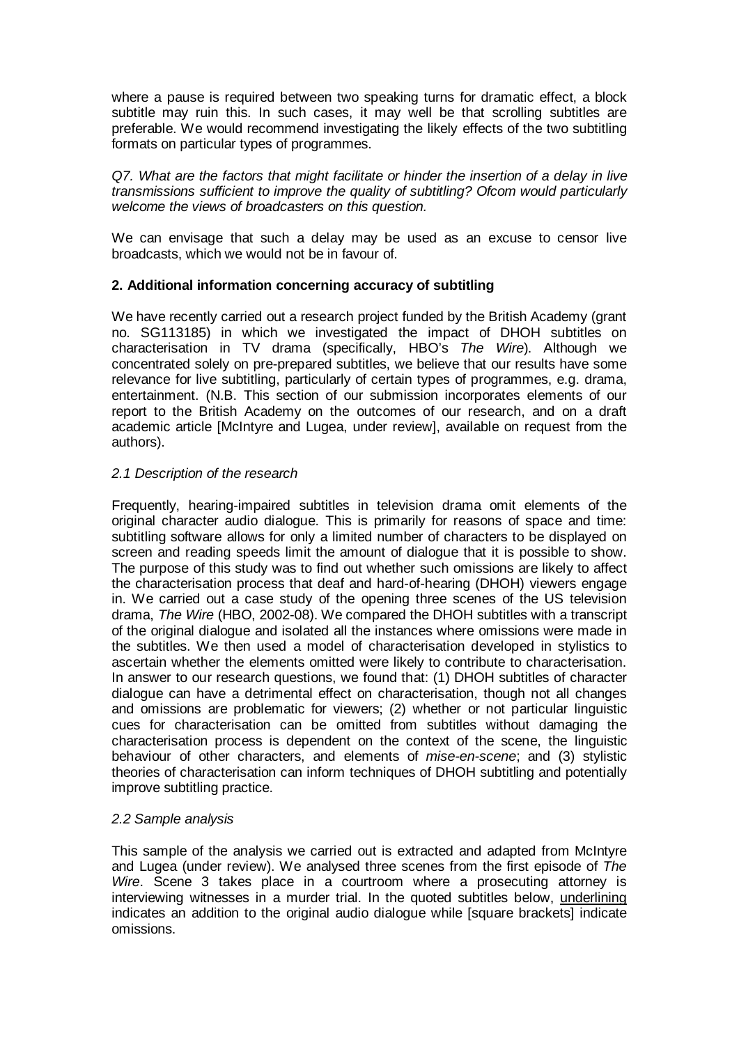where a pause is required between two speaking turns for dramatic effect, a block subtitle may ruin this. In such cases, it may well be that scrolling subtitles are preferable. We would recommend investigating the likely effects of the two subtitling formats on particular types of programmes.

*Q7. What are the factors that might facilitate or hinder the insertion of a delay in live transmissions sufficient to improve the quality of subtitling? Ofcom would particularly welcome the views of broadcasters on this question.*

We can envisage that such a delay may be used as an excuse to censor live broadcasts, which we would not be in favour of.

**2. Additional information concerning accuracy of subtitling**

We have recently carried out a research project funded by the British Academy (grant no. SG113185) in which we investigated the impact of DHOH subtitles on characterisation in TV drama (specifically, HBO's *The Wire*). Although we concentrated solely on pre-prepared subtitles, we believe that our results have some relevance for live subtitling, particularly of certain types of programmes, e.g. drama, entertainment. (N.B. This section of our submission incorporates elements of our report to the British Academy on the outcomes of our research, and on a draft academic article [McIntyre and Lugea, under review], available on request from the authors).

*2.1 Description of the research*

Frequently, hearing-impaired subtitles in television drama omit elements of the original character audio dialogue. This is primarily for reasons of space and time: subtitling software allows for only a limited number of characters to be displayed on screen and reading speeds limit the amount of dialogue that it is possible to show. The purpose of this study was to find out whether such omissions are likely to affect the characterisation process that deaf and hard-of-hearing (DHOH) viewers engage in. We carried out a case study of the opening three scenes of the US television drama, *The Wire* (HBO, 2002-08). We compared the DHOH subtitles with a transcript of the original dialogue and isolated all the instances where omissions were made in the subtitles. We then used a model of characterisation developed in stylistics to ascertain whether the elements omitted were likely to contribute to characterisation. In answer to our research questions, we found that: (1) DHOH subtitles of character dialogue can have a detrimental effect on characterisation, though not all changes and omissions are problematic for viewers; (2) whether or not particular linguistic cues for characterisation can be omitted from subtitles without damaging the characterisation process is dependent on the context of the scene, the linguistic behaviour of other characters, and elements of *mise-en-scene*; and (3) stylistic theories of characterisation can inform techniques of DHOH subtitling and potentially improve subtitling practice.

*2.2 Sample analysis*

This sample of the analysis we carried out is extracted and adapted from McIntyre and Lugea (under review). We analysed three scenes from the first episode of *The Wire*. Scene 3 takes place in a courtroom where a prosecuting attorney is interviewing witnesses in a murder trial. In the quoted subtitles below, <u>underlining</u> indicates an addition to the original audio dialogue while [square brackets] indicate omissions.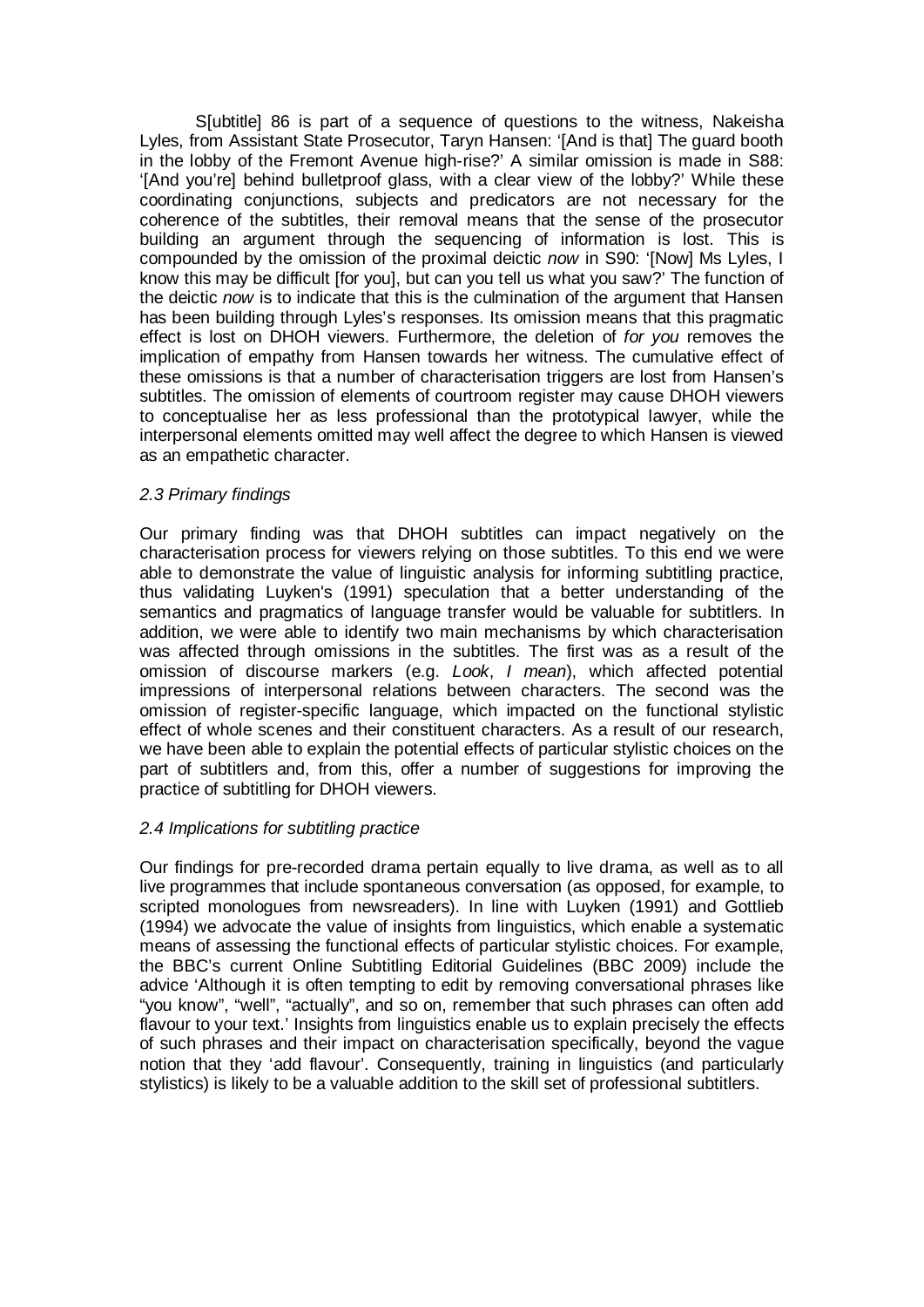S[ubtitle] 86 is part of a sequence of questions to the witness, Nakeisha Lyles, from Assistant State Prosecutor, Taryn Hansen: '[And is that] The guard booth in the lobby of the Fremont Avenue high-rise?' A similar omission is made in S88: '[And you're] behind bulletproof glass, with a clear view of the lobby?' While these coordinating conjunctions, subjects and predicators are not necessary for the coherence of the subtitles, their removal means that the sense of the prosecutor building an argument through the sequencing of information is lost. This is compounded by the omission of the proximal deictic *now* in S90: '[Now] Ms Lyles, I know this may be difficult [for you], but can you tell us what you saw?' The function of the deictic *now* is to indicate that this is the culmination of the argument that Hansen has been building through Lyles's responses. Its omission means that this pragmatic effect is lost on DHOH viewers. Furthermore, the deletion of *for you* removes the implication of empathy from Hansen towards her witness. The cumulative effect of these omissions is that a number of characterisation triggers are lost from Hansen's subtitles. The omission of elements of courtroom register may cause DHOH viewers to conceptualise her as less professional than the prototypical lawyer, while the interpersonal elements omitted may well affect the degree to which Hansen is viewed as an empathetic character.

### *2.3 Primary findings*

Our primary finding was that DHOH subtitles can impact negatively on the characterisation process for viewers relying on those subtitles. To this end we were able to demonstrate the value of linguistic analysis for informing subtitling practice, thus validating Luyken's (1991) speculation that a better understanding of the semantics and pragmatics of language transfer would be valuable for subtitlers. In addition, we were able to identify two main mechanisms by which characterisation was affected through omissions in the subtitles. The first was as a result of the omission of discourse markers (e.g. *Look*, *I mean*), which affected potential impressions of interpersonal relations between characters. The second was the omission of register-specific language, which impacted on the functional stylistic effect of whole scenes and their constituent characters. As a result of our research, we have been able to explain the potential effects of particular stylistic choices on the part of subtitlers and, from this, offer a number of suggestions for improving the practice of subtitling for DHOH viewers.

### *2.4 Implications for subtitling practice*

Our findings for pre-recorded drama pertain equally to live drama, as well as to all live programmes that include spontaneous conversation (as opposed, for example, to scripted monologues from newsreaders). In line with Luyken (1991) and Gottlieb (1994) we advocate the value of insights from linguistics, which enable a systematic means of assessing the functional effects of particular stylistic choices. For example, the BBC's current Online Subtitling Editorial Guidelines (BBC 2009) include the advice 'Although it is often tempting to edit by removing conversational phrases like "you know", "well", "actually", and so on, remember that such phrases can often add flavour to your text.' Insights from linguistics enable us to explain precisely the effects of such phrases and their impact on characterisation specifically, beyond the vague notion that they 'add flavour'. Consequently, training in linguistics (and particularly stylistics) is likely to be a valuable addition to the skill set of professional subtitlers.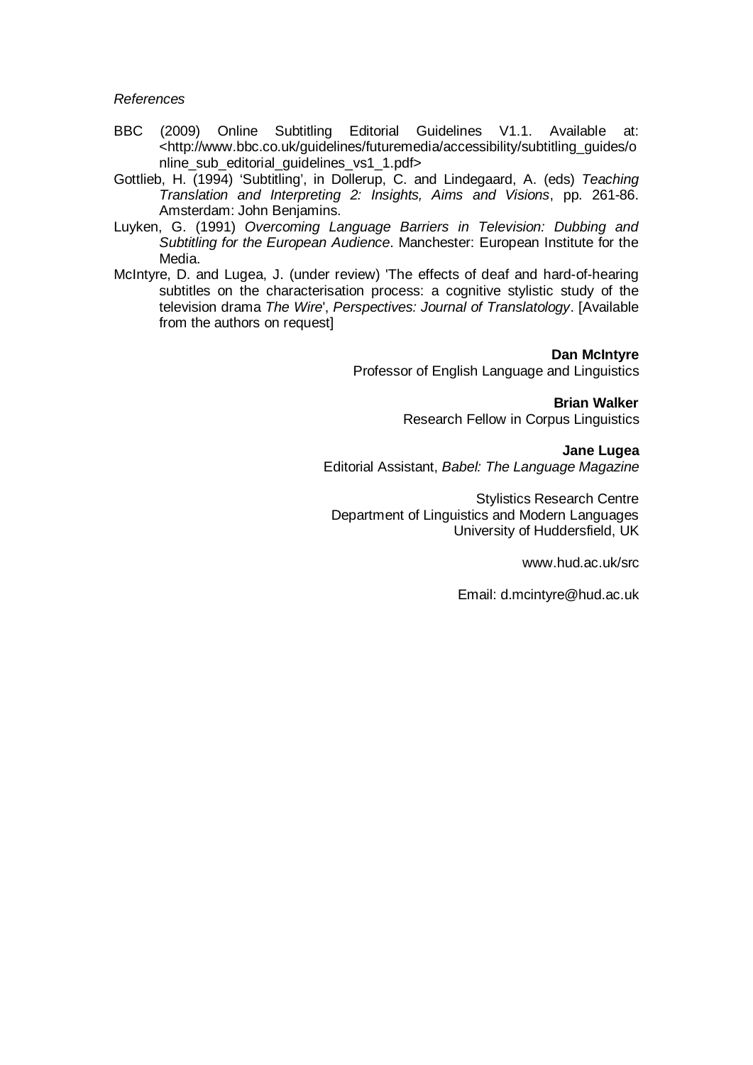*References*

BBC (2009) Online Subtitling Editorial Guidelines V1.1. Available at: <http://www.bbc.co.uk/guidelines/futuremedia/accessibility/subtitling_guides/online_sub_editorial_guidelines_vs1_1.pdf>

Gottlieb, H. (1994) 'Subtitling', in Dollerup, C. and Lindegaard, A. (eds) *Teaching Translation and Interpreting 2: Insights, Aims and Visions*, pp. 261-86. Amsterdam: John Benjamins.

Luyken, G. (1991) *Overcoming Language Barriers in Television: Dubbing and Subtitling for the European Audience*. Manchester: European Institute for the Media.

McIntyre, D. and Lugea, J. (under review) 'The effects of deaf and hard-of-hearing subtitles on the characterisation process: a cognitive stylistic study of the television drama *The Wire*', *Perspectives: Journal of Translatology*. [Available from the authors on request]

**Dan McIntyre**
Professor of English Language and Linguistics

**Brian Walker**
Research Fellow in Corpus Linguistics

**Jane Lugea**
Editorial Assistant, *Babel: The Language Magazine*

Stylistics Research Centre
Department of Linguistics and Modern Languages
University of Huddersfield, UK

www.hud.ac.uk/src

Email: d.mcintyre@hud.ac.uk